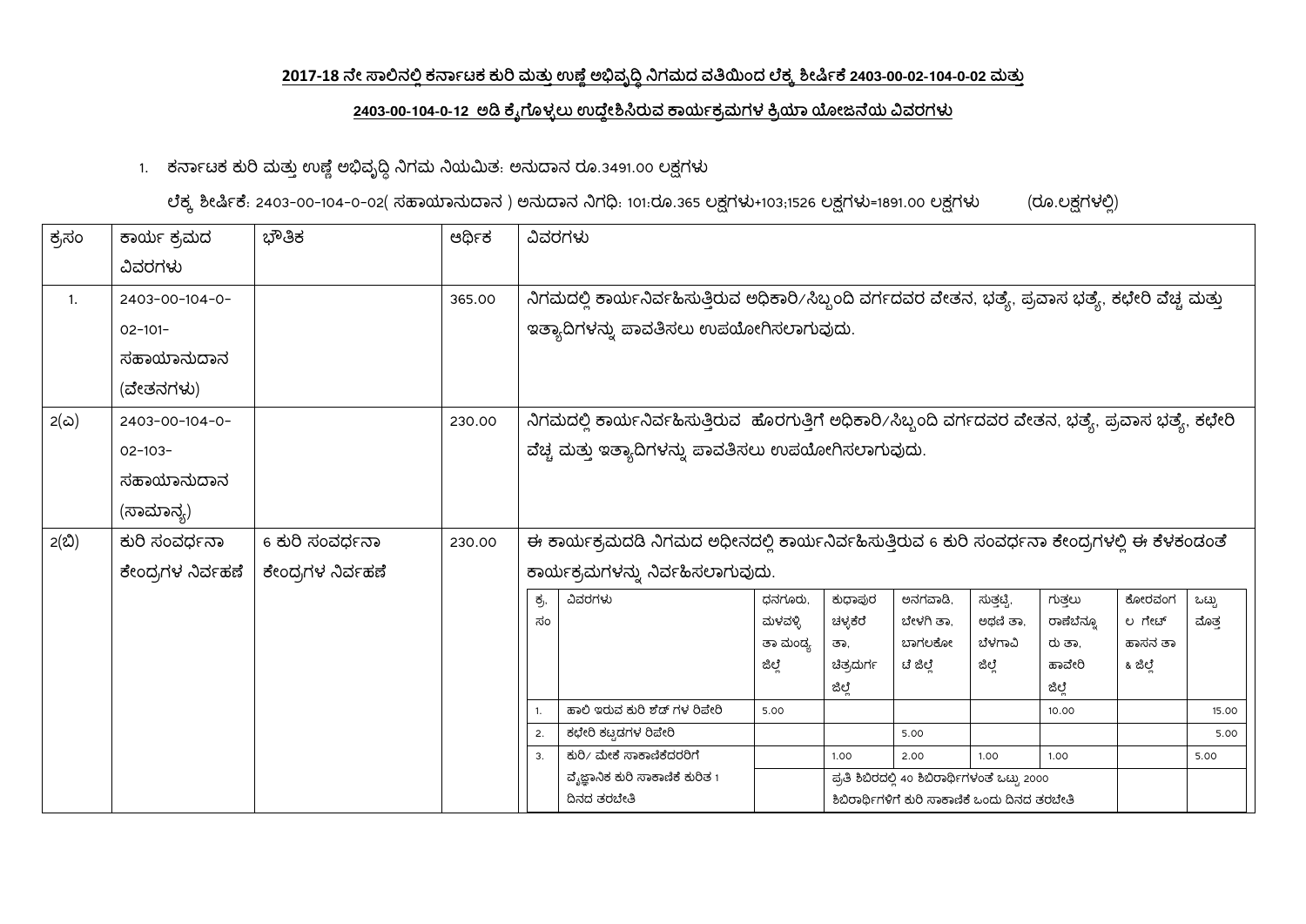**2017-18 ನೇ ಸಾಲಿನಲ್ಲಿ ಕರ್ನಾಟಕ ಕುರಿ ಮತ್ತು ಉಣ್ಣೆ ಅಭಿವೃದ್ಧಿ ನಿಗಮದ ವತಿಯಿಂದ ಲೆಕ್ಕ ಶೀರ್ಷಿಕೆ 2403-00-02-104-0-02 ಮತ್ತು**

**2403-00-104-0-12 ಅಡಿ ಕೈಗೊಳ್ಳಲು ಉದ್ದೇಶಿಸಿರುವ ಕಾರ್ಯಕ್ರಮಗಳ ಕ್ರಿಯಾ ಯೋಜನೆಯ ವಿವರಗಳು**

1. ಕರ್ನಾಟಕ ಕುರಿ ಮತ್ತು ಉಣ್ಣೆ ಅಭಿವೃದ್ಧಿ ನಿಗಮ ನಿಯಮಿತ: ಅನುದಾನ ರೂ.3491.00 ಲಕ್ಷಗಳು

ಲೆಕ್ಕ ಶೀರ್ಷಿಕೆ: 2403-00-104-0-02( ಸಹಾಯಾನುದಾನ ) ಅನುದಾನ ನಿಗಧಿ: 101:ರೂ.365 ಲಕ್ಷಗಳು+103;1526 ಲಕ್ಷಗಳು=1891.00 ಲಕ್ಷಗಳು (ರೂ.ಲಕ್ಷಗಳಲ್ಲಿ)

| ಕ್ರಸಂ | ಕಾರ್ಯ ಕ್ರಮದ ವಿವರಗಳು | ಭೌತಿಕ | ಆರ್ಥಿಕ | ವಿವರಗಳು |
|---|---|---|---|---|
| 1. | 2403-00-104-0-02-101-ಸಹಾಯಾನುದಾನ (ವೇತನಗಳು) | | 365.00 | ನಿಗಮದಲ್ಲಿ ಕಾರ್ಯನಿರ್ವಹಿಸುತ್ತಿರುವ ಅಧಿಕಾರಿ/ಸಿಬ್ಬಂದಿ ವರ್ಗದವರ ವೇತನ, ಭತ್ಯೆ, ಪ್ರವಾಸ ಭತ್ಯೆ, ಕಛೇರಿ ವೆಚ್ಚ ಮತ್ತು ಇತ್ಯಾದಿಗಳನ್ನು ಪಾವತಿಸಲು ಉಪಯೋಗಿಸಲಾಗುವುದು. |
| 2(ಎ) | 2403-00-104-0-02-103-ಸಹಾಯಾನುದಾನ (ಸಾಮಾನ್ಯ) | | 230.00 | ನಿಗಮದಲ್ಲಿ ಕಾರ್ಯನಿರ್ವಹಿಸುತ್ತಿರುವ ಹೊರಗುತ್ತಿಗೆ ಅಧಿಕಾರಿ/ಸಿಬ್ಬಂದಿ ವರ್ಗದವರ ವೇತನ, ಭತ್ಯೆ, ಪ್ರವಾಸ ಭತ್ಯೆ, ಕಛೇರಿ ವೆಚ್ಚ ಮತ್ತು ಇತ್ಯಾದಿಗಳನ್ನು ಪಾವತಿಸಲು ಉಪಯೋಗಿಸಲಾಗುವುದು. |
| 2(ಬಿ) | ಕುರಿ ಸಂವರ್ಧನಾ ಕೇಂದ್ರಗಳ ನಿರ್ವಹಣೆ | 6 ಕುರಿ ಸಂವರ್ಧನಾ ಕೇಂದ್ರಗಳ ನಿರ್ವಹಣೆ | 230.00 | ಈ ಕಾರ್ಯಕ್ರಮದಡಿ ನಿಗಮದ ಅಧೀನದಲ್ಲಿ ಕಾರ್ಯನಿರ್ವಹಿಸುತ್ತಿರುವ 6 ಕುರಿ ಸಂವರ್ಧನಾ ಕೇಂದ್ರಗಳಲ್ಲಿ ಈ ಕೆಳಕಂಡಂತೆ ಕಾರ್ಯಕ್ರಮಗಳನ್ನು ನಿರ್ವಹಿಸಲಾಗುವುದು. |

| ಕ್ರ. ಸಂ | ವಿವರಗಳು | ಧನಗೂರು, ಮಳವಳ್ಳಿ ತಾ ಮಂಡ್ಯ ಜಿಲ್ಲೆ | ಕುಧಾಪುರ ಚಳ್ಳಕೆರೆ ತಾ, ಚಿತ್ರದುರ್ಗ ಜಿಲ್ಲೆ | ಅನಗವಾಡಿ, ಬೀಳಗಿ ತಾ, ಬಾಗಲಕೋಟೆ ಜಿಲ್ಲೆ | ಸುತ್ತಟ್ಟಿ, ಅಥಣಿ ತಾ, ಬೆಳಗಾವಿ ಜಿಲ್ಲೆ | ಗುತ್ತಲು ರಾಣೆಬೆನ್ನೂರು ತಾ, ಹಾವೇರಿ ಜಿಲ್ಲೆ | ಕೋರವಂಗಲ ಗೇಟ್ ಹಾಸನ ತಾ & ಜಿಲ್ಲೆ | ಒಟ್ಟು ಮೊತ್ತ |
|---|---|---|---|---|---|---|---|---|
| 1. | ಹಾಲಿ ಇರುವ ಕುರಿ ಶೆಡ್ ಗಳ ರಿಪೇರಿ | 5.00 | | | | 10.00 | | 15.00 |
| 2. | ಕಛೇರಿ ಕಟ್ಟಡಗಳ ರಿಪೇರಿ | | | 5.00 | | | | 5.00 |
| 3. | ಕುರಿ/ ಮೇಕೆ ಸಾಕಾಣಿಕೆದರರಿಗೆ ವೈಜ್ಞಾನಿಕ ಕುರಿ ಸಾಕಾಣಿಕೆ ಕುರಿತ 1 ದಿನದ ತರಬೇತಿ | | 1.00<br>ಪ್ರತಿ ಶಿಬಿರದಲ್ಲಿ 40 ಶಿಬಿರಾರ್ಥಿಗಳಂತೆ ಒಟ್ಟು 2000 ಶಿಬಿರಾರ್ಥಿಗಳಿಗೆ ಕುರಿ ಸಾಕಾಣಿಕೆ ಒಂದು ದಿನದ ತರಬೇತಿ | 2.00 | 1.00 | 1.00 | | 5.00 |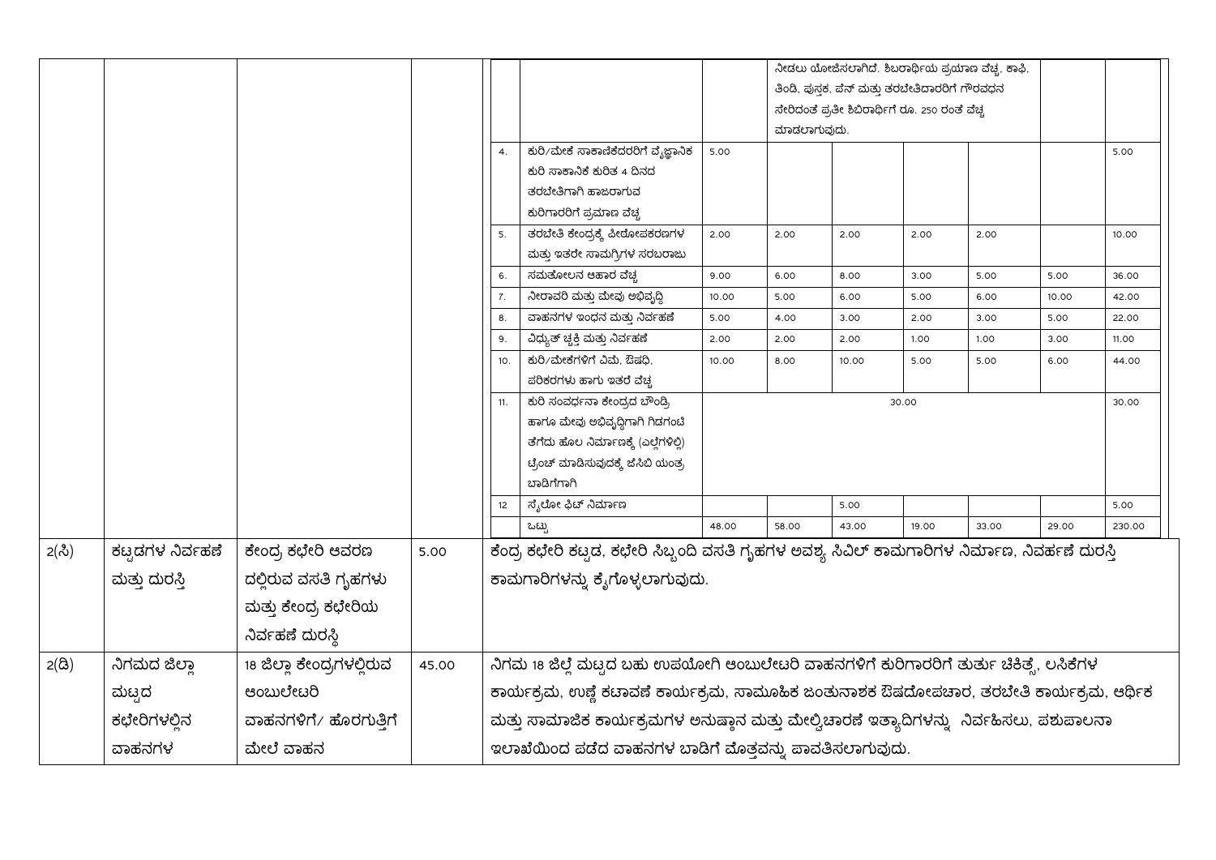| | | | | | | | | | | | | |
|---|---|---|---|---|---|---|---|---|---|---|---|---|
| | | | | | | | ನೀಡಲು ಯೋಜಿಸಲಾಗಿದೆ. ಶಿಬರಾರ್ಥಿಯ ಪ್ರಯಾಣ ವೆಚ್ಚ, ಕಾಫಿ, ತಿಂಡಿ, ಪುಸ್ತಕ, ಪೆನ್ ಮತ್ತು ತರಬೇತಿದಾರರಿಗೆ ಗೌರವಧನ ಸೇರಿದಂತೆ ಪ್ರತೀ ಶಿಬಿರಾರ್ಥಿಗೆ ರೂ. 250 ರಂತೆ ವೆಚ್ಚ ಮಾಡಲಾಗುವುದು. | | | | | |
| | | | | 4. | ಕುರಿ/ಮೇಕೆ ಸಾಕಾಣಿಕೆದರರಿಗೆ ವೈಜ್ಞಾನಿಕ ಕುರಿ ಸಾಕಾನಿಕೆ ಕುರಿತ 4 ದಿನದ ತರಬೇತಿಗಾಗಿ ಹಾಜರಾಗುವ ಕುರಿಗಾರರಿಗೆ ಪ್ರಮಾಣ ವೆಚ್ಚ | 5.00 | | | | | | 5.00 |
| | | | | 5. | ತರಬೇತಿ ಕೇಂದ್ರಕ್ಕೆ ಪೀಠೋಪಕರಣಗಳ ಮತ್ತು ಇತರೇ ಸಾಮಗ್ರಿಗಳ ಸರಬರಾಜು | 2.00 | 2.00 | 2.00 | 2.00 | 2.00 | | 10.00 |
| | | | | 6. | ಸಮತೋಲನ ಆಹಾರ ವೆಚ್ಚ | 9.00 | 6.00 | 8.00 | 3.00 | 5.00 | 5.00 | 36.00 |
| | | | | 7. | ನೀರಾವರಿ ಮತ್ತು ಮೇವು ಅಭಿವೃದ್ಧಿ | 10.00 | 5.00 | 6.00 | 5.00 | 6.00 | 10.00 | 42.00 |
| | | | | 8. | ವಾಹನಗಳ ಇಂಧನ ಮತ್ತು ನಿರ್ವಹಣೆ | 5.00 | 4.00 | 3.00 | 2.00 | 3.00 | 5.00 | 22.00 |
| | | | | 9. | ವಿದ್ಯುತ್ ಚ್ಛಕ್ತಿ ಮತ್ತು ನಿರ್ವಹಣೆ | 2.00 | 2.00 | 2.00 | 1.00 | 1.00 | 3.00 | 11.00 |
| | | | | 10. | ಕುರಿ/ಮೇಕೆಗಳಿಗೆ ವಿಮೆ, ಔಷಧಿ, ಪರಿಕರಗಳು ಹಾಗು ಇತರೆ ವೆಚ್ಚ | 10.00 | 8.00 | 10.00 | 5.00 | 5.00 | 6.00 | 44.00 |
| | | | | 11. | ಕುರಿ ಸಂವರ್ಧನಾ ಕೇಂದ್ರದ ಬೌಂಡ್ರಿ ಹಾಗೂ ಮೇವು ಅಭಿವೃದ್ಧಿಗಾಗಿ ಗಿಡಗಂಟಿ ತೆಗೆದು ಹೊಲ ನಿರ್ಮಾಣಕ್ಕೆ (ಎಲ್ಲೆಗಳಿಲ್ಲಿ) ಟ್ರೆಂಚ್ ಮಾಡಿಸುವುದಕ್ಕೆ ಜೆಸಿಬಿ ಯಂತ್ರ ಬಾಡಿಗೆಗಾಗಿ | 30.00 | | | | | | 30.00 |
| | | | | 12 | ಸೈಲೋ ಫಿಟ್ ನಿರ್ಮಾಣ | | | 5.00 | | | | 5.00 |
| | | | | | ಒಟ್ಟು | 48.00 | 58.00 | 43.00 | 19.00 | 33.00 | 29.00 | 230.00 |
| 2(ಸಿ) | ಕಟ್ಟಡಗಳ ನಿರ್ವಹಣೆ ಮತ್ತು ದುರಸ್ತಿ | ಕೇಂದ್ರ ಕಛೇರಿ ಆವರಣ ದಲ್ಲಿರುವ ವಸತಿ ಗೃಹಗಳು ಮತ್ತು ಕೇಂದ್ರ ಕಛೇರಿಯ ನಿರ್ವಹಣೆ ದುರಸ್ಥಿ | 5.00 | ಕೇಂದ್ರ ಕಛೇರಿ ಕಟ್ಟಡ, ಕಛೇರಿ ಸಿಬ್ಬಂದಿ ವಸತಿ ಗೃಹಗಳ ಅವಶ್ಯ ಸಿವಿಲ್ ಕಾಮಗಾರಿಗಳ ನಿರ್ಮಾಣ, ನಿರ್ವಹಣೆ ದುರಸ್ತಿ ಕಾಮಗಾರಿಗಳನ್ನು ಕೈಗೊಳ್ಳಲಾಗುವುದು. | | | | | | | | |
| 2(ಡಿ) | ನಿಗಮದ ಜಿಲ್ಲಾ ಮಟ್ಟದ ಕಛೇರಿಗಳಲ್ಲಿನ ವಾಹನಗಳ | 18 ಜಿಲ್ಲಾ ಕೇಂದ್ರಗಳಲ್ಲಿರುವ ಆಂಬುಲೇಟರಿ ವಾಹನಗಳಿಗೆ/ ಹೊರಗುತ್ತಿಗೆ ಮೇಲೆ ವಾಹನ | 45.00 | ನಿಗಮ 18 ಜಿಲ್ಲೆ ಮಟ್ಟದ ಬಹು ಉಪಯೋಗಿ ಆಂಬುಲೇಟರಿ ವಾಹನಗಳಿಗೆ ಕುರಿಗಾರರಿಗೆ ತುರ್ತು ಚಿಕಿತ್ಸೆ, ಲಸಿಕೆಗಳ ಕಾರ್ಯಕ್ರಮ, ಉಣ್ಣೆ ಕಟಾವಣೆ ಕಾರ್ಯಕ್ರಮ, ಸಾಮೂಹಿಕ ಜಂತುನಾಶಕ ಔಷದೋಪಚಾರ, ತರಬೇತಿ ಕಾರ್ಯಕ್ರಮ, ಆರ್ಥಿಕ ಮತ್ತು ಸಾಮಾಜಿಕ ಕಾರ್ಯಕ್ರಮಗಳ ಅನುಷ್ಠಾನ ಮತ್ತು ಮೇಲ್ವಿಚಾರಣೆ ಇತ್ಯಾದಿಗಳನ್ನು ನಿರ್ವಹಿಸಲು, ಪಶುಪಾಲನಾ ಇಲಾಖೆಯಿಂದ ಪಡೆದ ವಾಹನಗಳ ಬಾಡಿಗೆ ಮೊತ್ತವನ್ನು ಪಾವತಿಸಲಾಗುವುದು. | | | | | | | | |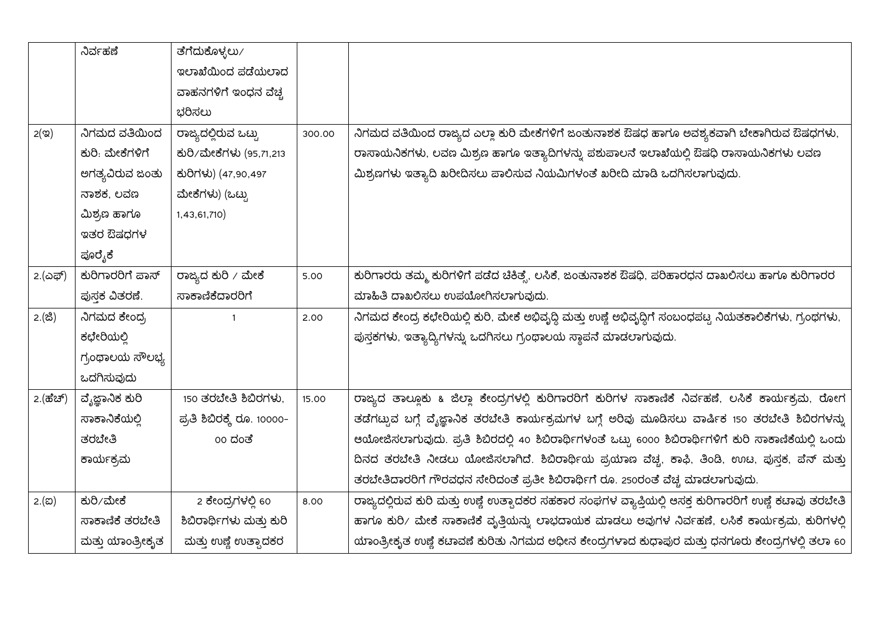| | | | | |
|---|---|---|---|---|
| | ನಿರ್ವಹಣೆ | ತೆಗೆದುಕೊಳ್ಳಲು/ ಇಲಾಖೆಯಿಂದ ಪಡೆಯಲಾದ ವಾಹನಗಳಿಗೆ ಇಂಧನ ವೆಚ್ಚ ಭರಿಸಲು | | |
| 2(ಇ) | ನಿಗಮದ ವತಿಯಿಂದ ಕುರಿ: ಮೇಕೆಗಳಿಗೆ ಅಗತ್ಯವಿರುವ ಜಂತು ನಾಶಕ, ಲವಣ ಮಿಶ್ರಣ ಹಾಗೂ ಇತರ ಔಷಧಗಳ ಪೂರೈಕೆ | ರಾಜ್ಯದಲ್ಲಿರುವ ಒಟ್ಟು ಕುರಿ/ಮೇಕೆಗಳು (95,71,213 ಕುರಿಗಳು) (47,90,497 ಮೇಕೆಗಳು) (ಒಟ್ಟು 1,43,61,710) | 300.00 | ನಿಗಮದ ವತಿಯಿಂದ ರಾಜ್ಯದ ಎಲ್ಲಾ ಕುರಿ ಮೇಕೆಗಳಿಗೆ ಜಂತುನಾಶಕ ಔಷಧ ಹಾಗೂ ಅವಶ್ಯಕವಾಗಿ ಬೇಕಾಗಿರುವ ಔಷಧಗಳು, ರಾಸಾಯನಿಕಗಳು, ಲವಣ ಮಿಶ್ರಣ ಹಾಗೂ ಇತ್ಯಾದಿಗಳನ್ನು ಪಶುಪಾಲನೆ ಇಲಾಖೆಯಲ್ಲಿ ಔಷಧಿ ರಾಸಾಯನಿಕಗಳು ಲವಣ ಮಿಶ್ರಣಗಳು ಇತ್ಯಾದಿ ಖರೀದಿಸಲು ಪಾಲಿಸುವ ನಿಯಮಿಗಳಂತೆ ಖರೀದಿ ಮಾಡಿ ಒದಗಿಸಲಾಗುವುದು. |
| 2.(ಎಫ್) | ಕುರಿಗಾರರಿಗೆ ಪಾಸ್ ಪುಸ್ತಕ ವಿತರಣೆ. | ರಾಜ್ಯದ ಕುರಿ / ಮೇಕೆ ಸಾಕಾಣಿಕೆದಾರರಿಗೆ | 5.00 | ಕುರಿಗಾರರು ತಮ್ಮ ಕುರಿಗಳಿಗೆ ಪಡೆದ ಚಿಕಿತ್ಸೆ, ಲಸಿಕೆ, ಜಂತುನಾಶಕ ಔಷಧಿ, ಪರಿಹಾರಧನ ದಾಖಲಿಸಲು ಹಾಗೂ ಕುರಿಗಾರರ ಮಾಹಿತಿ ದಾಖಲಿಸಲು ಉಪಯೋಗಿಸಲಾಗುವುದು. |
| 2.(ಜಿ) | ನಿಗಮದ ಕೇಂದ್ರ ಕಛೇರಿಯಲ್ಲಿ ಗ್ರಂಥಾಲಯ ಸೌಲಭ್ಯ ಒದಗಿಸುವುದು | 1 | 2.00 | ನಿಗಮದ ಕೇಂದ್ರ ಕಛೇರಿಯಲ್ಲಿ ಕುರಿ, ಮೇಕೆ ಅಭಿವೃದ್ಧಿ ಮತ್ತು ಉಣ್ಣೆ ಅಭಿವೃದ್ಧಿಗೆ ಸಂಬಂಧಪಟ್ಟ ನಿಯತಕಾಲಿಕೆಗಳು, ಗ್ರಂಥಗಳು, ಪುಸ್ತಕಗಳು, ಇತ್ಯಾದ್ಯಿಗಳನ್ನು ಒದಗಿಸಲು ಗ್ರಂಥಾಲಯ ಸ್ಥಾಪನೆ ಮಾಡಲಾಗುವುದು. |
| 2.(ಹೆಚ್) | ವೈಜ್ಞಾನಿಕ ಕುರಿ ಸಾಕಾನಿಕೆಯಲ್ಲಿ ತರಬೇತಿ ಕಾರ್ಯಕ್ರಮ | 150 ತರಬೇತಿ ಶಿಬಿರಗಳು, ಪ್ರತಿ ಶಿಬಿರಕ್ಕೆ ರೂ. 10000-00 ದಂತೆ | 15.00 | ರಾಜ್ಯದ ತಾಲ್ಲೂಕು & ಜಿಲ್ಲಾ ಕೇಂದ್ರಗಳಲ್ಲಿ ಕುರಿಗಾರರಿಗೆ ಕುರಿಗಳ ಸಾಕಾಣಿಕೆ ನಿರ್ವಹಣೆ, ಲಸಿಕೆ ಕಾರ್ಯಕ್ರಮ, ರೋಗ ತಡೆಗಟ್ಟುವ ಬಗ್ಗೆ ವೈಜ್ಞಾನಿಕ ತರಬೇತಿ ಕಾರ್ಯಕ್ರಮಗಳ ಬಗ್ಗೆ ಅರಿವು ಮೂಡಿಸಲು ವಾರ್ಷಿಕ 150 ತರಬೇತಿ ಶಿಬಿರಗಳನ್ನು ಆಯೋಜಿಸಲಾಗುವುದು. ಪ್ರತಿ ಶಿಬಿರದಲ್ಲಿ 40 ಶಿಬಿರಾರ್ಥಿಗಳಂತೆ ಒಟ್ಟು 6000 ಶಿಬಿರಾರ್ಥಿಗಳಿಗೆ ಕುರಿ ಸಾಕಾಣಿಕೆಯಲ್ಲಿ ಒಂದು ದಿನದ ತರಬೇತಿ ನೀಡಲು ಯೋಜಿಸಲಾಗಿದೆ. ಶಿಬಿರಾರ್ಥಿಯ ಪ್ರಯಾಣ ವೆಚ್ಚ, ಕಾಫಿ, ತಿಂಡಿ, ಊಟ, ಪುಸ್ತಕ, ಪೆನ್ ಮತ್ತು ತರಬೇತಿದಾರರಿಗೆ ಗೌರವಧನ ಸೇರಿದಂತೆ ಪ್ರತೀ ಶಿಬಿರಾರ್ಥಿಗೆ ರೂ. 250ರಂತೆ ವೆಚ್ಚ ಮಾಡಲಾಗುವುದು. |
| 2.(ಐ) | ಕುರಿ/ಮೇಕೆ ಸಾಕಾಣಿಕೆ ತರಬೇತಿ ಮತ್ತು ಯಾಂತ್ರೀಕೃತ | 2 ಕೇಂದ್ರಗಳಲ್ಲಿ 60 ಶಿಬಿರಾರ್ಥಿಗಳು ಮತ್ತು ಕುರಿ ಮತ್ತು ಉಣ್ಣೆ ಉತ್ಪಾದಕರ | 8.00 | ರಾಜ್ಯದಲ್ಲಿರುವ ಕುರಿ ಮತ್ತು ಉಣ್ಣೆ ಉತ್ಪಾದಕರ ಸಹಕಾರ ಸಂಘಗಳ ವ್ಯಾಪ್ತಿಯಲ್ಲಿ ಆಸಕ್ತ ಕುರಿಗಾರರಿಗೆ ಉಣ್ಣೆ ಕಟಾವು ತರಬೇತಿ ಹಾಗೂ ಕುರಿ/ ಮೇಕೆ ಸಾಕಾಣಿಕೆ ವೃತ್ತಿಯನ್ನು ಲಾಭದಾಯಕ ಮಾಡಲು ಅವುಗಳ ನಿರ್ವಹಣೆ, ಲಸಿಕೆ ಕಾರ್ಯಕ್ರಮ, ಕುರಿಗಳಲ್ಲಿ ಯಾಂತ್ರೀಕೃತ ಉಣ್ಣೆ ಕಟಾವಣೆ ಕುರಿತು ನಿಗಮದ ಅಧೀನ ಕೇಂದ್ರಗಳಾದ ಕುಧಾಪುರ ಮತ್ತು ಧನಗೂರು ಕೇಂದ್ರಗಳಲ್ಲಿ ತಲಾ 60 |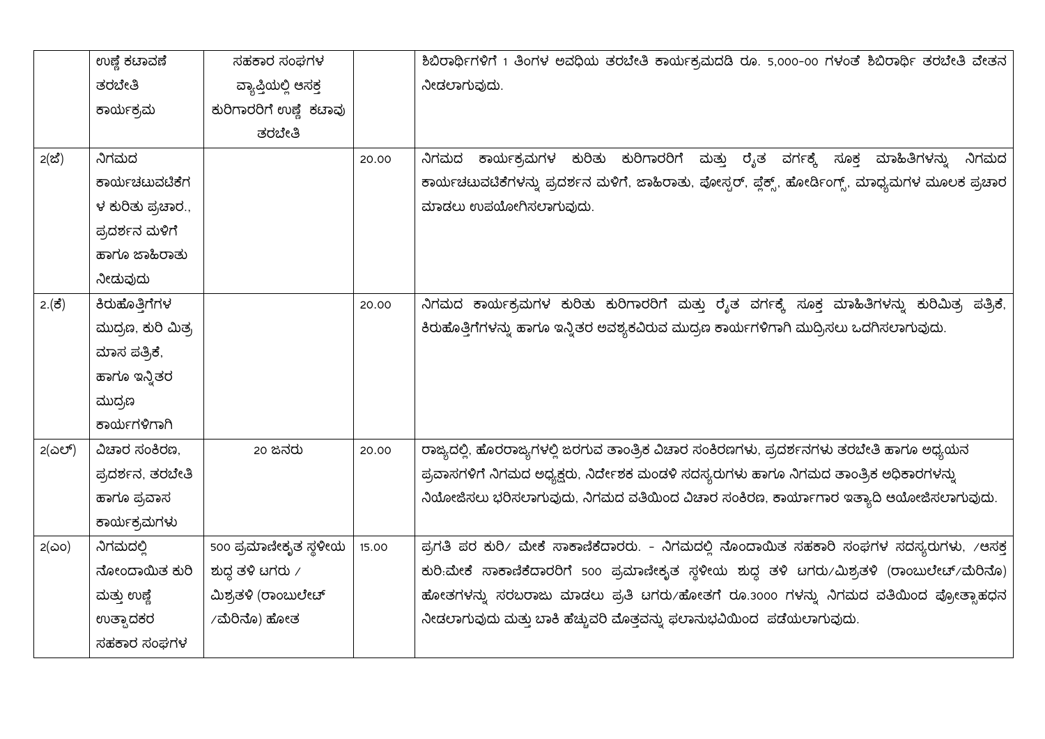| | | | | |
|---|---|---|---|---|
| | ಉಣ್ಣೆ ಕಟಾವಣೆ ತರಬೇತಿ ಕಾರ್ಯಕ್ರಮ | ಸಹಕಾರ ಸಂಘಗಳ ವ್ಯಾಪ್ತಿಯಲ್ಲಿ ಆಸಕ್ತ ಕುರಿಗಾರರಿಗೆ ಉಣ್ಣೆ ಕಟಾವು ತರಬೇತಿ | | ಶಿಬಿರಾರ್ಥಿಗಳಿಗೆ 1 ತಿಂಗಳ ಅವಧಿಯ ತರಬೇತಿ ಕಾರ್ಯಕ್ರಮದಡಿ ರೂ. 5,000-00 ಗಳಂತೆ ಶಿಬಿರಾರ್ಥಿ ತರಬೇತಿ ವೇತನ ನೀಡಲಾಗುವುದು. |
| 2(ಜೆ) | ನಿಗಮದ ಕಾರ್ಯಚಟುವಟಿಕೆಗಳ ಕುರಿತು ಪ್ರಚಾರ., ಪ್ರದರ್ಶನ ಮಳಿಗೆ ಹಾಗೂ ಜಾಹಿರಾತು ನೀಡುವುದು | | 20.00 | ನಿಗಮದ ಕಾರ್ಯಕ್ರಮಗಳ ಕುರಿತು ಕುರಿಗಾರರಿಗೆ ಮತ್ತು ರೈತ ವರ್ಗಕ್ಕೆ ಸೂಕ್ತ ಮಾಹಿತಿಗಳನ್ನು ನಿಗಮದ ಕಾರ್ಯಚಟುವಟಿಕೆಗಳನ್ನು ಪ್ರದರ್ಶನ ಮಳಿಗೆ, ಜಾಹಿರಾತು, ಪೋಸ್ಟರ್, ಫ್ಲೆಕ್ಸ್, ಹೋರ್ಡಿಂಗ್ಸ್, ಮಾಧ್ಯಮಗಳ ಮೂಲಕ ಪ್ರಚಾರ ಮಾಡಲು ಉಪಯೋಗಿಸಲಾಗುವುದು. |
| 2.(ಕೆ) | ಕಿರುಹೊತ್ತಿಗೆಗಳ ಮುದ್ರಣ, ಕುರಿ ಮಿತ್ರ ಮಾಸ ಪತ್ರಿಕೆ, ಹಾಗೂ ಇನ್ನಿತರ ಮುದ್ರಣ ಕಾರ್ಯಗಳಿಗಾಗಿ | | 20.00 | ನಿಗಮದ ಕಾರ್ಯಕ್ರಮಗಳ ಕುರಿತು ಕುರಿಗಾರರಿಗೆ ಮತ್ತು ರೈತ ವರ್ಗಕ್ಕೆ ಸೂಕ್ತ ಮಾಹಿತಿಗಳನ್ನು ಕುರಿಮಿತ್ರ ಪತ್ರಿಕೆ, ಕಿರುಹೊತ್ತಿಗೆಗಳನ್ನು ಹಾಗೂ ಇನ್ನಿತರ ಅವಶ್ಯಕವಿರುವ ಮುದ್ರಣ ಕಾರ್ಯಗಳಿಗಾಗಿ ಮುದ್ರಿಸಲು ಒದಗಿಸಲಾಗುವುದು. |
| 2(ಎಲ್) | ವಿಚಾರ ಸಂಕಿರಣ, ಪ್ರದರ್ಶನ, ತರಬೇತಿ ಹಾಗೂ ಪ್ರವಾಸ ಕಾರ್ಯಕ್ರಮಗಳು | 20 ಜನರು | 20.00 | ರಾಜ್ಯದಲ್ಲಿ, ಹೊರರಾಜ್ಯಗಳಲ್ಲಿ ಜರಗುವ ತಾಂತ್ರಿಕ ವಿಚಾರ ಸಂಕಿರಣಗಳು, ಪ್ರದರ್ಶನಗಳು ತರಬೇತಿ ಹಾಗೂ ಅಧ್ಯಯನ ಪ್ರವಾಸಗಳಿಗೆ ನಿಗಮದ ಅಧ್ಯಕ್ಷರು, ನಿರ್ದೇಶಕ ಮಂಡಳಿ ಸದಸ್ಯರುಗಳು ಹಾಗೂ ನಿಗಮದ ತಾಂತ್ರಿಕ ಅಧಿಕಾರಗಳನ್ನು ನಿಯೋಜಿಸಲು ಭರಿಸಲಾಗುವುದು, ನಿಗಮದ ವತಿಯಿಂದ ವಿಚಾರ ಸಂಕಿರಣ, ಕಾರ್ಯಾಗಾರ ಇತ್ಯಾದಿ ಆಯೋಜಿಸಲಾಗುವುದು. |
| 2(ಎಂ) | ನಿಗಮದಲ್ಲಿ ನೋಂದಾಯಿತ ಕುರಿ ಮತ್ತು ಉಣ್ಣೆ ಉತ್ಪಾದಕರ ಸಹಕಾರ ಸಂಘಗಳ | 500 ಪ್ರಮಾಣೀಕೃತ ಸ್ಥಳೀಯ ಶುದ್ಧ ತಳಿ ಟಗರು / ಮಿಶ್ರತಳಿ (ರಾಂಬುಲೇಟ್ /ಮೆರಿನೊ) ಹೋತ | 15.00 | ಪ್ರಗತಿ ಪರ ಕುರಿ/ ಮೇಕೆ ಸಾಕಾಣಿಕೆದಾರರು. - ನಿಗಮದಲ್ಲಿ ನೊಂದಾಯಿತ ಸಹಕಾರಿ ಸಂಘಗಳ ಸದಸ್ಯರುಗಳು, /ಆಸಕ್ತ ಕುರಿ:ಮೇಕೆ ಸಾಕಾಣಿಕೆದಾರರಿಗೆ 500 ಪ್ರಮಾಣೀಕೃತ ಸ್ಥಳೀಯ ಶುದ್ಧ ತಳಿ ಟಗರು/ಮಿಶ್ರತಳಿ (ರಾಂಬುಲೇಟ್/ಮೆರಿನೊ) ಹೋತಗಳನ್ನು ಸರಬರಾಜು ಮಾಡಲು ಪ್ರತಿ ಟಗರು/ಹೋತಗೆ ರೂ.3000 ಗಳನ್ನು ನಿಗಮದ ವತಿಯಿಂದ ಪ್ರೋತ್ಸಾಹಧನ ನೀಡಲಾಗುವುದು ಮತ್ತು ಬಾಕಿ ಹೆಚ್ಚುವರಿ ಮೊತ್ತವನ್ನು ಫಲಾನುಭವಿಯಿಂದ ಪಡೆಯಲಾಗುವುದು. |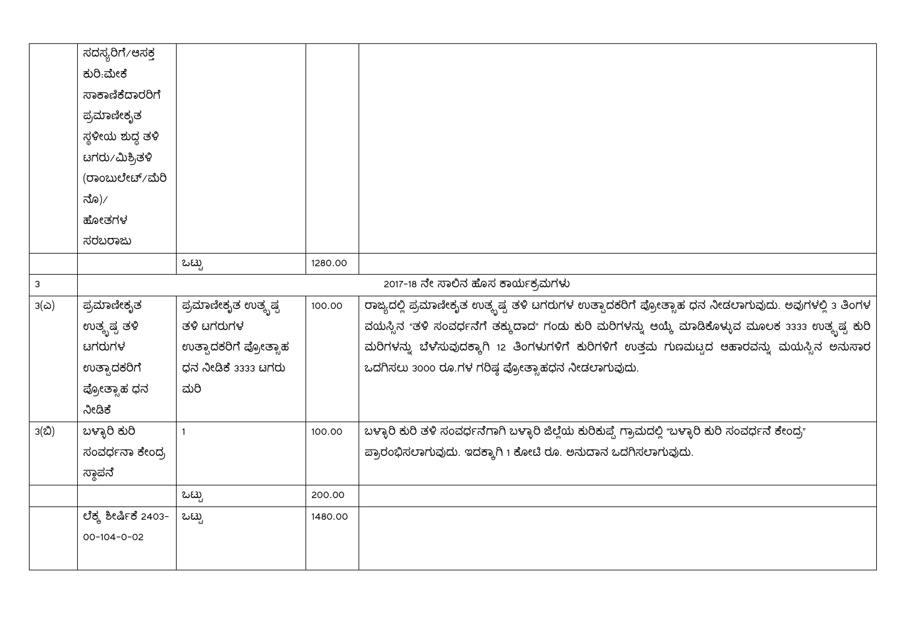| | | | | |
|---|---|---|---|---|
| | ಸದಸ್ಯರಿಗೆ/ಆಸಕ್ತ ಕುರಿ:ಮೇಕೆ ಸಾಕಾಣಿಕೆದಾರರಿಗೆ ಪ್ರಮಾಣೀಕೃತ ಸ್ಥಳೀಯ ಶುದ್ಧ ತಳಿ ಟಗರು/ಮಿಶ್ರಿತಳಿ (ರಾಂಬುಲೇಟ್/ಮೆರಿನೊ)/ ಹೋತಗಳ ಸರಬರಾಜು | | | |
| | | ಒಟ್ಟು | 1280.00 | |
| 3 | 2017-18 ನೇ ಸಾಲಿನ ಹೊಸ ಕಾರ್ಯಕ್ರಮಗಳು | | | |
| 3(ಎ) | ಪ್ರಮಾಣೀಕೃತ ಉತ್ಕೃಷ್ಟ ತಳಿ ಟಗರುಗಳ ಉತ್ಪಾದಕರಿಗೆ ಪ್ರೋತ್ಸಾಹ ಧನ ನೀಡಿಕೆ | ಪ್ರಮಾಣೀಕೃತ ಉತ್ಕೃಷ್ಟ ತಳಿ ಟಗರುಗಳ ಉತ್ಪಾದಕರಿಗೆ ಪ್ರೋತ್ಸಾಹ ಧನ ನೀಡಿಕೆ 3333 ಟಗರು ಮರಿ | 100.00 | ರಾಜ್ಯದಲ್ಲಿ ಪ್ರಮಾಣೀಕೃತ ಉತ್ಕೃಷ್ಟ ತಳಿ ಟಗರುಗಳ ಉತ್ಪಾದಕರಿಗೆ ಪ್ರೋತ್ಸಾಹ ಧನ ನೀಡಲಾಗುವುದು. ಅವುಗಳಲ್ಲಿ 3 ತಿಂಗಳ ವಯಸ್ಸಿನ "ತಳಿ ಸಂವರ್ಧನೆಗೆ ತಕ್ಕುದಾದ" ಗಂಡು ಕುರಿ ಮರಿಗಳನ್ನು ಆಯ್ಕೆ ಮಾಡಿಕೊಳ್ಳುವ ಮೂಲಕ 3333 ಉತ್ಕೃಷ್ಟ ಕುರಿ ಮರಿಗಳನ್ನು ಬೆಳೆಸುವುದಕ್ಕಾಗಿ 12 ತಿಂಗಳುಗಳಿಗೆ ಕುರಿಗಳಿಗೆ ಉತ್ತಮ ಗುಣಮಟ್ಟದ ಆಹಾರವನ್ನು ಮಯಸ್ಸಿನ ಅನುಸಾರ ಒದಗಿಸಲು 3000 ರೂ.ಗಳ ಗರಿಷ್ಠ ಪ್ರೋತ್ಸಾಹಧನ ನೀಡಲಾಗುವುದು. |
| 3(ಬಿ) | ಬಳ್ಳಾರಿ ಕುರಿ ಸಂವರ್ಧನಾ ಕೇಂದ್ರ ಸ್ಥಾಪನೆ | 1 | 100.00 | ಬಳ್ಳಾರಿ ಕುರಿ ತಳಿ ಸಂವರ್ಧನೆಗಾಗಿ ಬಳ್ಳಾರಿ ಜಿಲ್ಲೆಯ ಕುರಿಕುಪ್ಪೆ ಗ್ರಾಮದಲ್ಲಿ "ಬಳ್ಳಾರಿ ಕುರಿ ಸಂವರ್ಧನೆ ಕೇಂದ್ರ" ಪ್ರಾರಂಭಿಸಲಾಗುವುದು. ಇದಕ್ಕಾಗಿ 1 ಕೋಟಿ ರೂ. ಅನುದಾನ ಒದಗಿಸಲಾಗುವುದು. |
| | | ಒಟ್ಟು | 200.00 | |
| | ಲೆಕ್ಕ ಶೀರ್ಷಿಕೆ 2403-00-104-0-02 | ಒಟ್ಟು | 1480.00 | |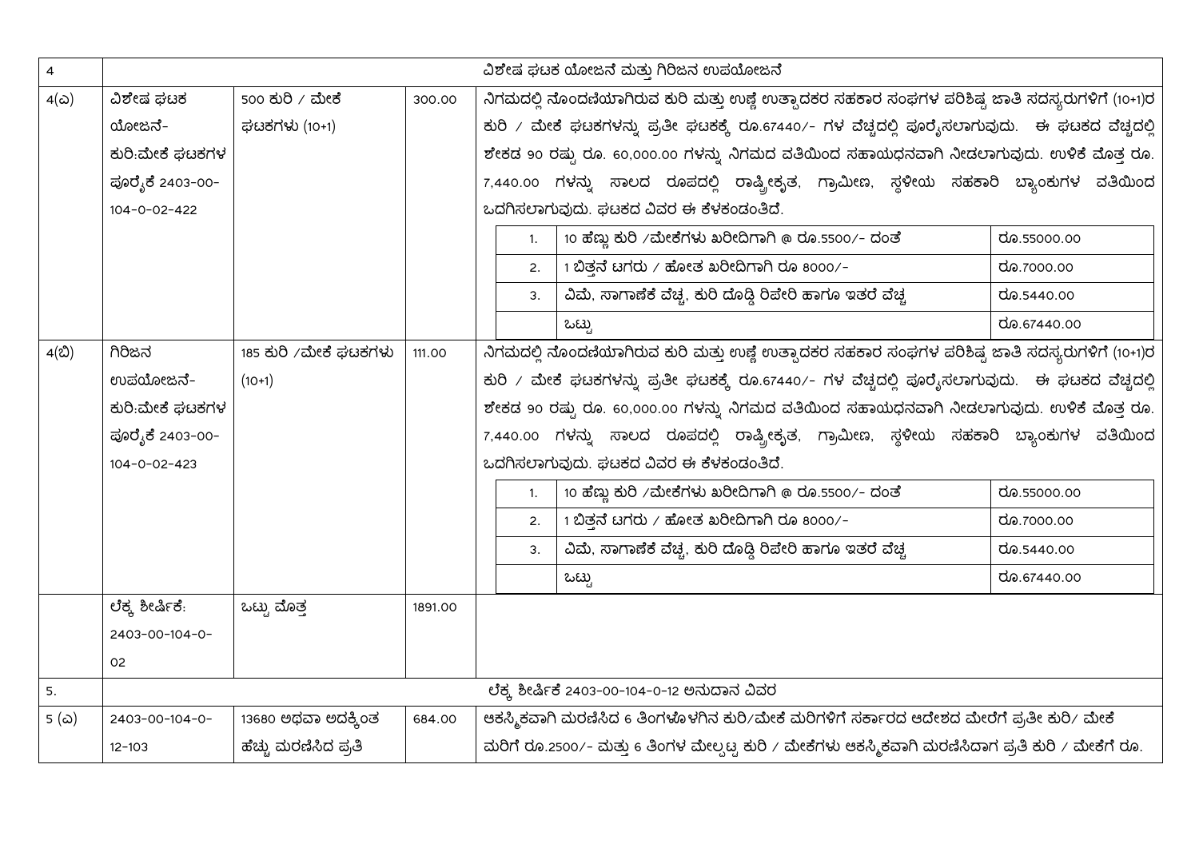| 4 | ವಿಶೇಷ ಘಟಕ ಯೋಜನೆ ಮತ್ತು ಗಿರಿಜನ ಉಪಯೋಜನೆ | | | |
|---|---|---|---|---|
| 4(ಎ) | ವಿಶೇಷ ಘಟಕ ಯೋಜನೆ- ಕುರಿ:ಮೇಕೆ ಘಟಕಗಳ ಪೂರೈಕೆ 2403-00-104-0-02-422 | 500 ಕುರಿ / ಮೇಕೆ ಘಟಕಗಳು (10+1) | 300.00 | ನಿಗಮದಲ್ಲಿ ನೊಂದಣಿಯಾಗಿರುವ ಕುರಿ ಮತ್ತು ಉಣ್ಣೆ ಉತ್ಪಾದಕರ ಸಹಕಾರ ಸಂಘಗಳ ಪರಿಶಿಷ್ಟ ಜಾತಿ ಸದಸ್ಯರುಗಳಿಗೆ (10+1)ರ ಕುರಿ / ಮೇಕೆ ಘಟಕಗಳನ್ನು ಪ್ರತೀ ಘಟಕಕ್ಕೆ ರೂ.67440/- ಗಳ ವೆಚ್ಚದಲ್ಲಿ ಪೂರೈಸಲಾಗುವುದು. ಈ ಘಟಕದ ವೆಚ್ಚದಲ್ಲಿ ಶೇಕಡ 90 ರಷ್ಟು ರೂ. 60,000.00 ಗಳನ್ನು ನಿಗಮದ ವತಿಯಿಂದ ಸಹಾಯಧನವಾಗಿ ನೀಡಲಾಗುವುದು. ಉಳಿಕೆ ಮೊತ್ತ ರೂ. 7,440.00 ಗಳನ್ನು ಸಾಲದ ರೂಪದಲ್ಲಿ ರಾಷ್ಟ್ರೀಕೃತ, ಗ್ರಾಮೀಣ, ಸ್ಥಳೀಯ ಸಹಕಾರಿ ಬ್ಯಾಂಕುಗಳ ವತಿಯಿಂದ ಒದಗಿಸಲಾಗುವುದು. ಘಟಕದ ವಿವರ ಈ ಕೆಳಕಂಡಂತಿದೆ.<br>1. 10 ಹೆಣ್ಣು ಕುರಿ /ಮೇಕೆಗಳು ಖರೀದಿಗಾಗಿ @ ರೂ.5500/- ದಂತೆ — ರೂ.55000.00<br>2. 1 ಬಿತ್ತನೆ ಟಗರು / ಹೋತ ಖರೀದಿಗಾಗಿ ರೂ 8000/- — ರೂ.7000.00<br>3. ವಿಮೆ, ಸಾಗಾಣಿಕೆ ವೆಚ್ಚ, ಕುರಿ ದೊಡ್ಡಿ ರಿಪೇರಿ ಹಾಗೂ ಇತರೆ ವೆಚ್ಚ — ರೂ.5440.00<br>ಒಟ್ಟು — ರೂ.67440.00 |
| 4(ಬಿ) | ಗಿರಿಜನ ಉಪಯೋಜನೆ- ಕುರಿ:ಮೇಕೆ ಘಟಕಗಳ ಪೂರೈಕೆ 2403-00-104-0-02-423 | 185 ಕುರಿ /ಮೇಕೆ ಘಟಕಗಳು (10+1) | 111.00 | ನಿಗಮದಲ್ಲಿ ನೊಂದಣಿಯಾಗಿರುವ ಕುರಿ ಮತ್ತು ಉಣ್ಣೆ ಉತ್ಪಾದಕರ ಸಹಕಾರ ಸಂಘಗಳ ಪರಿಶಿಷ್ಟ ಜಾತಿ ಸದಸ್ಯರುಗಳಿಗೆ (10+1)ರ ಕುರಿ / ಮೇಕೆ ಘಟಕಗಳನ್ನು ಪ್ರತೀ ಘಟಕಕ್ಕೆ ರೂ.67440/- ಗಳ ವೆಚ್ಚದಲ್ಲಿ ಪೂರೈಸಲಾಗುವುದು. ಈ ಘಟಕದ ವೆಚ್ಚದಲ್ಲಿ ಶೇಕಡ 90 ರಷ್ಟು ರೂ. 60,000.00 ಗಳನ್ನು ನಿಗಮದ ವತಿಯಿಂದ ಸಹಾಯಧನವಾಗಿ ನೀಡಲಾಗುವುದು. ಉಳಿಕೆ ಮೊತ್ತ ರೂ. 7,440.00 ಗಳನ್ನು ಸಾಲದ ರೂಪದಲ್ಲಿ ರಾಷ್ಟ್ರೀಕೃತ, ಗ್ರಾಮೀಣ, ಸ್ಥಳೀಯ ಸಹಕಾರಿ ಬ್ಯಾಂಕುಗಳ ವತಿಯಿಂದ ಒದಗಿಸಲಾಗುವುದು. ಘಟಕದ ವಿವರ ಈ ಕೆಳಕಂಡಂತಿದೆ.<br>1. 10 ಹೆಣ್ಣು ಕುರಿ /ಮೇಕೆಗಳು ಖರೀದಿಗಾಗಿ @ ರೂ.5500/- ದಂತೆ — ರೂ.55000.00<br>2. 1 ಬಿತ್ತನೆ ಟಗರು / ಹೋತ ಖರೀದಿಗಾಗಿ ರೂ 8000/- — ರೂ.7000.00<br>3. ವಿಮೆ, ಸಾಗಾಣಿಕೆ ವೆಚ್ಚ, ಕುರಿ ದೊಡ್ಡಿ ರಿಪೇರಿ ಹಾಗೂ ಇತರೆ ವೆಚ್ಚ — ರೂ.5440.00<br>ಒಟ್ಟು — ರೂ.67440.00 |
| | ಲೆಕ್ಕ ಶೀರ್ಷಿಕೆ: 2403-00-104-0-02 | ಒಟ್ಟು ಮೊತ್ತ | 1891.00 | |
| 5. | ಲೆಕ್ಕ ಶೀರ್ಷಿಕೆ 2403-00-104-0-12 ಅನುದಾನ ವಿವರ | | | |
| 5 (ಎ) | 2403-00-104-0-12-103 | 13680 ಅಥವಾ ಅದಕ್ಕಿಂತ ಹೆಚ್ಚು ಮರಣಿಸಿದ ಪ್ರತಿ | 684.00 | ಆಕಸ್ಮಿಕವಾಗಿ ಮರಣಿಸಿದ 6 ತಿಂಗಳೊಳಗಿನ ಕುರಿ/ಮೇಕೆ ಮರಿಗಳಿಗೆ ಸರ್ಕಾರದ ಆದೇಶದ ಮೇರೆಗೆ ಪ್ರತೀ ಕುರಿ/ ಮೇಕೆ ಮರಿಗೆ ರೂ.2500/- ಮತ್ತು 6 ತಿಂಗಳ ಮೇಲ್ಪಟ್ಟ ಕುರಿ / ಮೇಕೆಗಳು ಆಕಸ್ಮಿಕವಾಗಿ ಮರಣಿಸಿದಾಗ ಪ್ರತಿ ಕುರಿ / ಮೇಕೆಗೆ ರೂ. |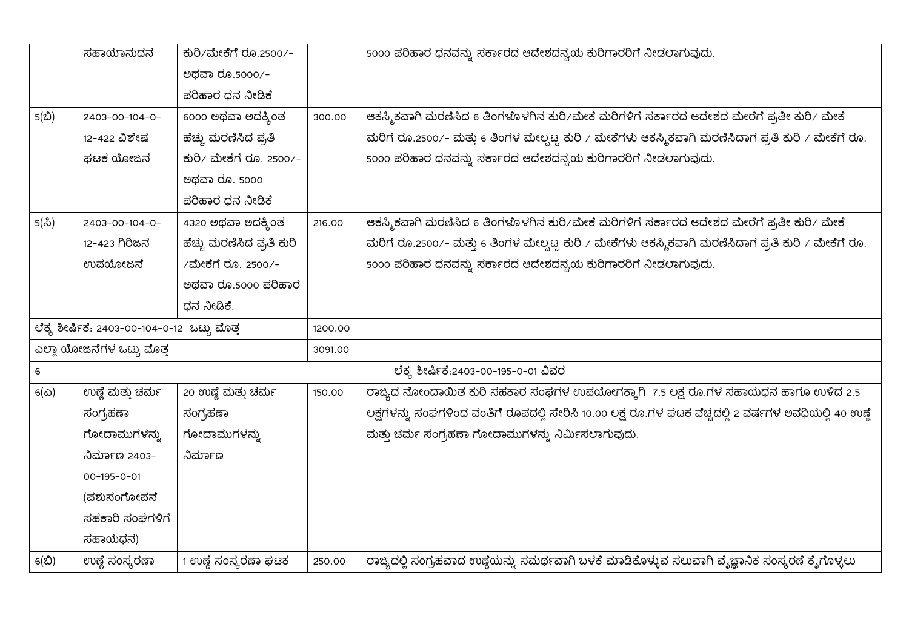|  | ಸಹಾಯಾನುದನ | ಕುರಿ/ಮೇಕೆಗೆ ರೂ.2500/- ಅಥವಾ ರೂ.5000/- ಪರಿಹಾರ ಧನ ನೀಡಿಕೆ |  | 5000 ಪರಿಹಾರ ಧನವನ್ನು ಸರ್ಕಾರದ ಆದೇಶದನ್ವಯ ಕುರಿಗಾರರಿಗೆ ನೀಡಲಾಗುವುದು. |
|---|---|---|---|---|
| 5(ಬಿ) | 2403-00-104-0-12-422 ವಿಶೇಷ ಘಟಕ ಯೋಜನೆ | 6000 ಅಥವಾ ಅದಕ್ಕಿಂತ ಹೆಚ್ಚು ಮರಣಿಸಿದ ಪ್ರತಿ ಕುರಿ/ ಮೇಕೆಗೆ ರೂ. 2500/- ಅಥವಾ ರೂ. 5000 ಪರಿಹಾರ ಧನ ನೀಡಿಕೆ | 300.00 | ಆಕಸ್ಮಿಕವಾಗಿ ಮರಣಿಸಿದ 6 ತಿಂಗಳೊಳಗಿನ ಕುರಿ/ಮೇಕೆ ಮರಿಗಳಿಗೆ ಸರ್ಕಾರದ ಆದೇಶದ ಮೇರೆಗೆ ಪ್ರತೀ ಕುರಿ/ ಮೇಕೆ ಮರಿಗೆ ರೂ.2500/- ಮತ್ತು 6 ತಿಂಗಳ ಮೇಲ್ಪಟ್ಟ ಕುರಿ / ಮೇಕೆಗಳು ಆಕಸ್ಮಿಕವಾಗಿ ಮರಣಿಸಿದಾಗ ಪ್ರತಿ ಕುರಿ / ಮೇಕೆಗೆ ರೂ. 5000 ಪರಿಹಾರ ಧನವನ್ನು ಸರ್ಕಾರದ ಆದೇಶದನ್ವಯ ಕುರಿಗಾರರಿಗೆ ನೀಡಲಾಗುವುದು. |
| 5(ಸಿ) | 2403-00-104-0-12-423 ಗಿರಿಜನ ಉಪಯೋಜನೆ | 4320 ಅಥವಾ ಅದಕ್ಕಿಂತ ಹೆಚ್ಚು ಮರಣಿಸಿದ ಪ್ರತಿ ಕುರಿ /ಮೇಕೆಗೆ ರೂ. 2500/- ಅಥವಾ ರೂ.5000 ಪರಿಹಾರ ಧನ ನೀಡಿಕೆ. | 216.00 | ಆಕಸ್ಮಿಕವಾಗಿ ಮರಣಿಸಿದ 6 ತಿಂಗಳೊಳಗಿನ ಕುರಿ/ಮೇಕೆ ಮರಿಗಳಿಗೆ ಸರ್ಕಾರದ ಆದೇಶದ ಮೇರೆಗೆ ಪ್ರತೀ ಕುರಿ/ ಮೇಕೆ ಮರಿಗೆ ರೂ.2500/- ಮತ್ತು 6 ತಿಂಗಳ ಮೇಲ್ಪಟ್ಟ ಕುರಿ / ಮೇಕೆಗಳು ಆಕಸ್ಮಿಕವಾಗಿ ಮರಣಿಸಿದಾಗ ಪ್ರತಿ ಕುರಿ / ಮೇಕೆಗೆ ರೂ. 5000 ಪರಿಹಾರ ಧನವನ್ನು ಸರ್ಕಾರದ ಆದೇಶದನ್ವಯ ಕುರಿಗಾರರಿಗೆ ನೀಡಲಾಗುವುದು. |
| ಲೆಕ್ಕ ಶೀರ್ಷಿಕೆ: 2403-00-104-0-12 ಒಟ್ಟು ಮೊತ್ತ | | | 1200.00 | |
| ಎಲ್ಲಾ ಯೋಜನೆಗಳ ಒಟ್ಟು ಮೊತ್ತ | | | 3091.00 | |
| 6 | ಲೆಕ್ಕ ಶೀರ್ಷಿಕೆ:2403-00-195-0-01 ವಿವರ | | | |
| 6(ಎ) | ಉಣ್ಣೆ ಮತ್ತು ಚರ್ಮ ಸಂಗ್ರಹಣಾ ಗೋದಾಮುಗಳನ್ನು ನಿರ್ಮಾಣ 2403-00-195-0-01 (ಪಶುಸಂಗೋಪನೆ ಸಹಕಾರಿ ಸಂಘಗಳಿಗೆ ಸಹಾಯಧನ) | 20 ಉಣ್ಣೆ ಮತ್ತು ಚರ್ಮ ಸಂಗ್ರಹಣಾ ಗೋದಾಮುಗಳನ್ನು ನಿರ್ಮಾಣ | 150.00 | ರಾಜ್ಯದ ನೋಂದಾಯಿತ ಕುರಿ ಸಹಕಾರ ಸಂಘಗಳ ಉಪಯೋಗಕ್ಕಾಗಿ 7.5 ಲಕ್ಷ ರೂ.ಗಳ ಸಹಾಯಧನ ಹಾಗೂ ಉಳಿದ 2.5 ಲಕ್ಷಗಳನ್ನು ಸಂಘಗಳಿಂದ ವಂತಿಗೆ ರೂಪದಲ್ಲಿ ಸೇರಿಸಿ 10.00 ಲಕ್ಷ ರೂ.ಗಳ ಘಟಕ ವೆಚ್ಚದಲ್ಲಿ 2 ವರ್ಷಗಳ ಅವಧಿಯಲ್ಲಿ 40 ಉಣ್ಣೆ ಮತ್ತು ಚರ್ಮ ಸಂಗ್ರಹಣಾ ಗೋದಾಮುಗಳನ್ನು ನಿರ್ಮಿಸಲಾಗುವುದು. |
| 6(ಬಿ) | ಉಣ್ಣೆ ಸಂಸ್ಕರಣಾ | 1 ಉಣ್ಣೆ ಸಂಸ್ಕರಣಾ ಘಟಕ | 250.00 | ರಾಜ್ಯದಲ್ಲಿ ಸಂಗ್ರಹವಾದ ಉಣ್ಣೆಯನ್ನು ಸಮರ್ಥವಾಗಿ ಬಳಕೆ ಮಾಡಿಕೊಳ್ಳುವ ಸಲುವಾಗಿ ವೈಜ್ಞಾನಿಕ ಸಂಸ್ಕರಣೆ ಕೈಗೊಳ್ಳಲು |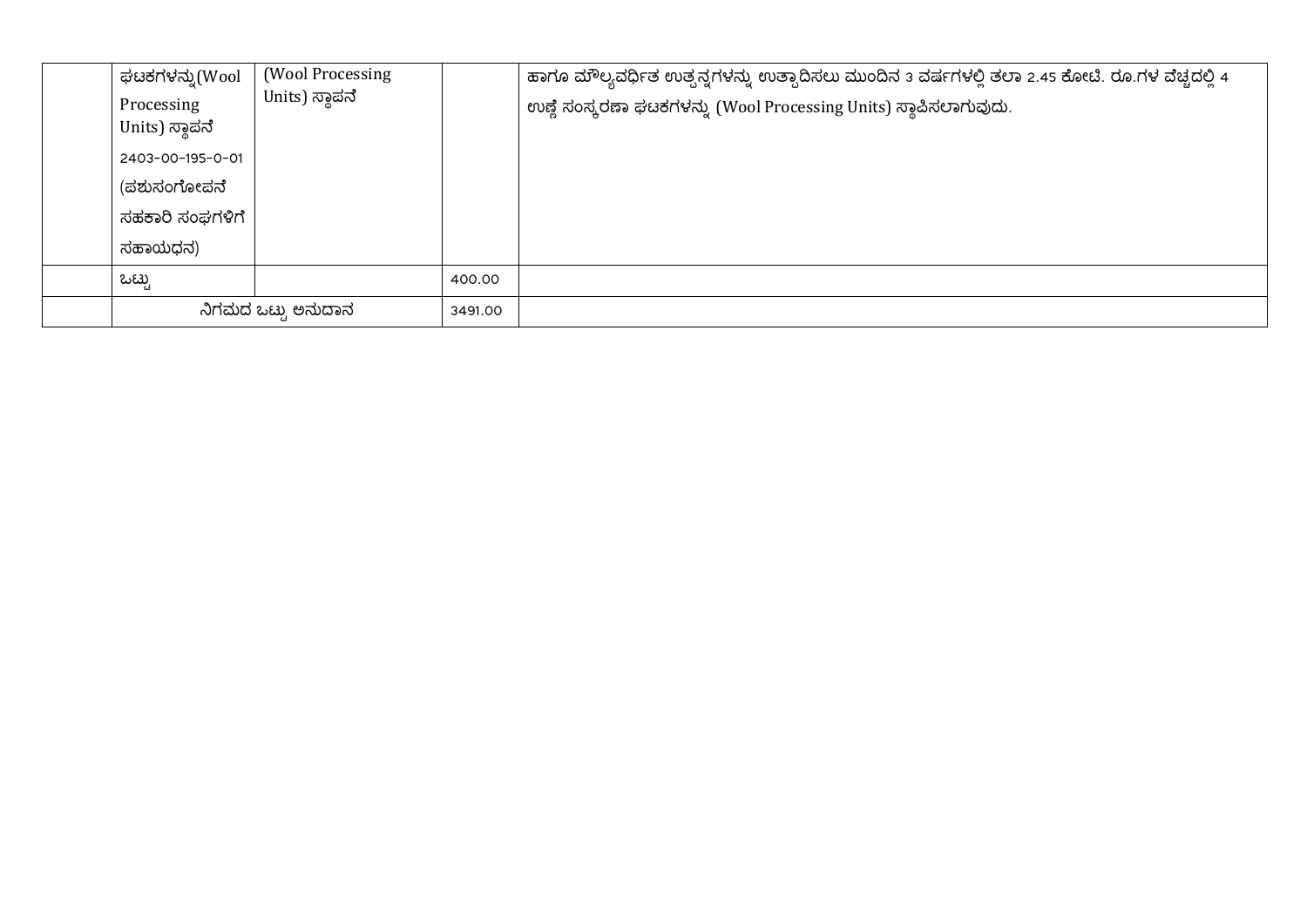| | | | | |
|---|---|---|---|---|
| | ಘಟಕಗಳನ್ನು(Wool Processing Units) ಸ್ಥಾಪನೆ 2403-00-195-0-01 (ಪಶುಸಂಗೋಪನೆ ಸಹಕಾರಿ ಸಂಘಗಳಿಗೆ ಸಹಾಯಧನ) | (Wool Processing Units) ಸ್ಥಾಪನೆ | | ಹಾಗೂ ಮೌಲ್ಯವರ್ಧಿತ ಉತ್ಪನ್ನಗಳನ್ನು ಉತ್ಪಾದಿಸಲು ಮುಂದಿನ 3 ವರ್ಷಗಳಲ್ಲಿ ತಲಾ 2.45 ಕೋಟಿ. ರೂ.ಗಳ ವೆಚ್ಚದಲ್ಲಿ 4 ಉಣ್ಣೆ ಸಂಸ್ಕರಣಾ ಘಟಕಗಳನ್ನು (Wool Processing Units) ಸ್ಥಾಪಿಸಲಾಗುವುದು. |
| | ಒಟ್ಟು | | 400.00 | |
| | ನಿಗಮದ ಒಟ್ಟು ಅನುದಾನ | | 3491.00 | |